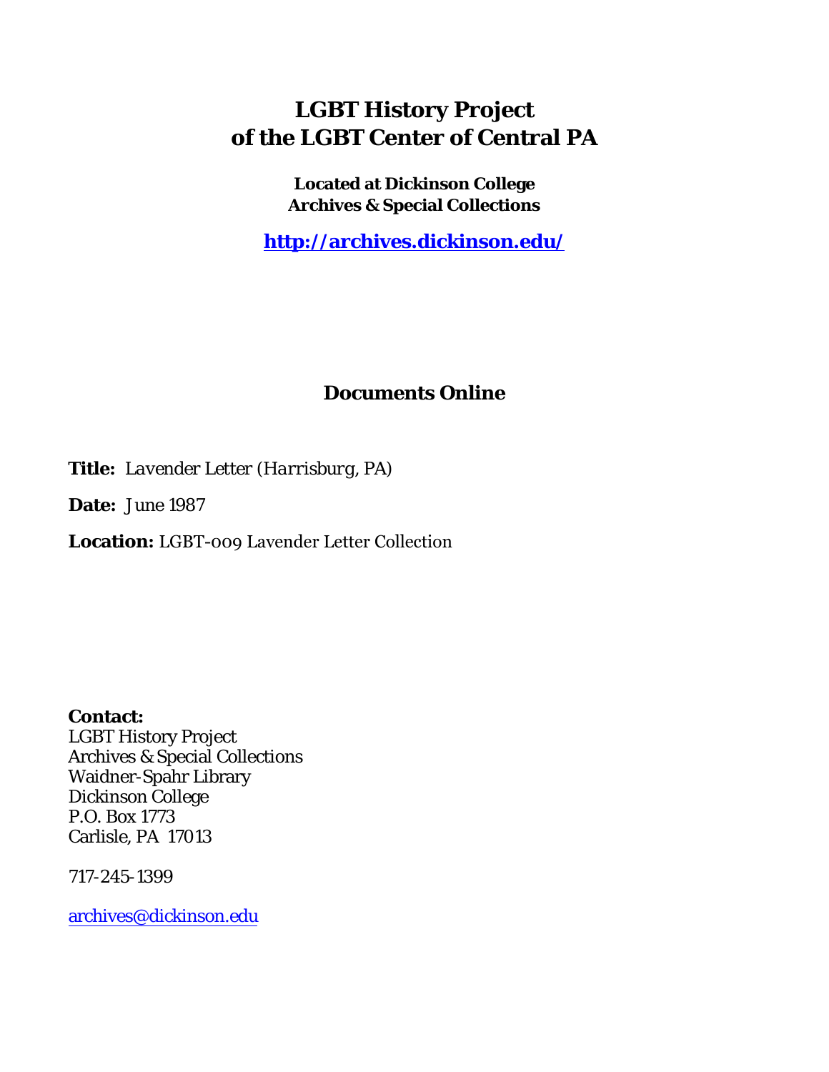# LGBT History Project of the LGBT Center of Central PA

**Located at Dickinson College Archives & Special Collections**

**http://archives.dickinson.edu/**

## Documents Online

**Title:** *Lavender Letter (Harrisburg, PA)*

**Date:** June 1987

**Location:** LGBT-009 Lavender Letter Collection

**Contact:**
LGBT History Project
Archives & Special Collections
Waidner-Spahr Library
Dickinson College
P.O. Box 1773
Carlisle, PA 17013

717-245-1399

archives@dickinson.edu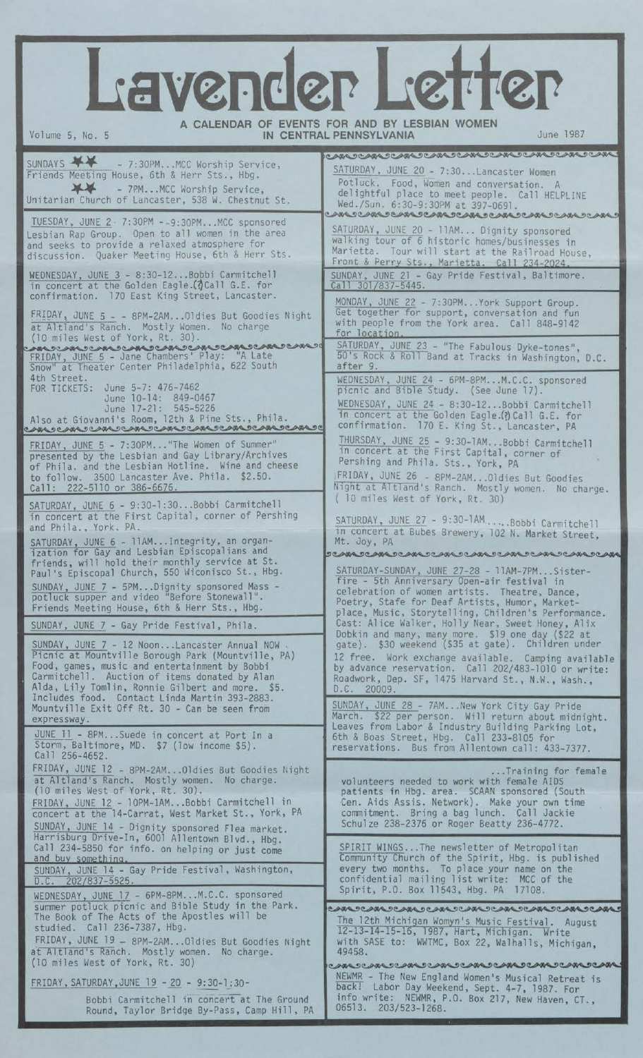# Lavender Letter

Volume 5, No. 5 — **A CALENDAR OF EVENTS FOR AND BY LESBIAN WOMEN IN CENTRAL PENNSYLVANIA** — June 1987

SUNDAYS ✱✱ - 7:30PM...MCC Worship Service, Friends Meeting House, 6th & Herr Sts., Hbg.

✱✱ - 7PM...MCC Worship Service, Unitarian Church of Lancaster, 538 W. Chestnut St.

TUESDAY, JUNE 2 - 7:30PM - -9:30PM...MCC sponsored Lesbian Rap Group. Open to all women in the area and seeks to provide a relaxed atmosphere for discussion. Quaker Meeting House, 6th & Herr Sts.

WEDNESDAY, JUNE 3 - 8:30-12...Bobbi Carmitchell in concert at the Golden Eagle.(?)Call G.E. for confirmation. 170 East King Street, Lancaster.

FRIDAY, JUNE 5 - - 8PM-2AM...Oldies But Goodies Night at Altland's Ranch. Mostly Women. No charge (10 miles West of York, Rt. 30).

FRIDAY, JUNE 5 - Jane Chambers' Play: "A Late Snow" at Theater Center Philadelphia, 622 South 4th Street.
FOR TICKETS: June 5-7: 476-7462
June 10-14: 849-0467
June 17-21: 545-5226
Also at Giovanni's Room, 12th & Pine Sts., Phila.

FRIDAY, JUNE 5 - 7:30PM..."The Women of Summer" presented by the Lesbian and Gay Library/Archives of Phila. and the Lesbian Hotline. Wine and cheese to follow. 3500 Lancaster Ave. Phila. $2.50. Call: 222-5110 or 386-6676.

SATURDAY, JUNE 6 - 9:30-1:30...Bobbi Carmitchell in concert at the First Capital, corner of Pershing and Phila., York. PA.

SATURDAY, JUNE 6 - 11AM...Integrity, an organization for Gay and Lesbian Episcopalians and friends, will hold their monthly service at St. Paul's Episcopal Church, 550 Wiconisco St., Hbg.

SUNDAY, JUNE 7 - 5PM...Dignity sponsored Mass - potluck supper and video "Before Stonewall". Friends Meeting House, 6th & Herr Sts., Hbg.

SUNDAY, JUNE 7 - Gay Pride Festival, Phila.

SUNDAY, JUNE 7 - 12 Noon...Lancaster Annual NOW Picnic at Mountville Borough Park (Mountville, PA) Food, games, music and entertainment by Bobbi Carmitchell. Auction of items donated by Alan Alda, Lily Tomlin, Ronnie Gilbert and more. $5. Includes food. Contact Linda Martin 393-2883. Mountville Exit Off Rt. 30 - Can be seen from expressway.

JUNE 11 - 8PM...Suede in concert at Port In a Storm, Baltimore, MD. $7 (low income $5). Call 256-4652.

FRIDAY, JUNE 12 - 8PM-2AM...Oldies But Goodies Night at Altland's Ranch. Mostly women. No charge. (10 miles West of York, Rt. 30).

FRIDAY, JUNE 12 - 10PM-1AM...Bobbi Carmitchell in concert at the 14-Carrat, West Market St., York, PA

SUNDAY, JUNE 14 - Dignity sponsored Flea market. Harrisburg Drive-In, 6001 Allentown Blvd., Hbg. Call 234-5850 for info. on helping or just come and buy something.

SUNDAY, JUNE 14 - Gay Pride Festival, Washington, D.C. 202/837-5525.

WEDNESDAY, JUNE 17 - 6PM-8PM...M.C.C. sponsored summer potluck picnic and Bible Study in the Park. The Book of The Acts of the Apostles will be studied. Call 236-7387, Hbg.

FRIDAY, JUNE 19 - 8PM-2AM...Oldies But Goodies Night at Altland's Ranch. Mostly women. No charge. (10 miles West of York, Rt. 30)

FRIDAY, SATURDAY, JUNE 19 - 20 - 9:30-1:30- Bobbi Carmitchell in concert at The Ground Round, Taylor Bridge By-Pass, Camp Hill, PA

SATURDAY, JUNE 20 - 7:30...Lancaster Women Potluck. Food, Women and conversation. A delightful place to meet people. Call HELPLINE Wed./Sun. 6:30-9:30PM at 397-0691.

SATURDAY, JUNE 20 - 11AM... Dignity sponsored walking tour of 6 historic homes/businesses in Marietta. Tour will start at the Railroad House, Front & Perry Sts., Marietta. Call 234-2024.

SUNDAY, JUNE 21 - Gay Pride Festival, Baltimore. Call 301/837-5445.

MONDAY, JUNE 22 - 7:30PM...York Support Group. Get together for support, conversation and fun with people from the York area. Call 848-9142 for location.

SATURDAY, JUNE 23 - "The Fabulous Dyke-tones", 50's Rock & Roll Band at Tracks in Washington, D.C. after 9.

WEDNESDAY, JUNE 24 - 6PM-8PM...M.C.C. sponsored picnic and Bible Study. (See June 17).

WEDNESDAY, JUNE 24 - 8:30-12...Bobbi Carmitchell in concert at the Golden Eagle.(?) Call G.E. for confirmation. 170 E. King St., Lancaster, PA

THURSDAY, JUNE 25 - 9:30-1AM...Bobbi Carmitchell in concert at the First Capital, corner of Pershing and Phila. Sts., York, PA

FRIDAY, JUNE 26 - 8PM-2AM...Oldies But Goodies Night at Altland's Ranch. Mostly women. No charge. ( 10 miles West of York, Rt. 30)

SATURDAY, JUNE 27 - 9:30-1AM.....Bobbi Carmitchell in concert at Bubes Brewery, 102 N. Market Street, Mt. Joy, PA

SATURDAY-SUNDAY, JUNE 27-28 - 11AM-7PM...Sisterfire - 5th Anniversary Open-air festival in celebration of women artists. Theatre, Dance, Poetry, Stafe for Deaf Artists, Humor, Marketplace, Music, Storytelling, Children's Performance. Cast: Alice Walker, Holly Near, Sweet Honey, Alix Dobkin and many, many more. $19 one day ($22 at gate). $30 weekend ($35 at gate). Children under 12 free. Work exchange available. Camping available by advance reservation. Call 202/483-1010 or write: Roadwork, Dep. SF, 1475 Harvard St., N.W., Wash., D.C. 20009.

SUNDAY, JUNE 28 - 7AM...New York City Gay Pride March. $22 per person. Will return about midnight. Leaves from Labor & Industry Building Parking Lot, 6th & Boas Street, Hbg. Call 233-8105 for reservations. Bus from Allentown call: 433-7377.

...Training for female volunteers needed to work with female AIDS patients in Hbg. area. SCAAN sponsored (South Cen. Aids Assis. Network). Make your own time commitment. Bring a bag lunch. Call Jackie Schulze 238-2376 or Roger Beatty 236-4772.

SPIRIT WINGS...The newsletter of Metropolitan Community Church of the Spirit, Hbg. is published every two months. To place your name on the confidential mailing list write: MCC of the Spirit, P.O. Box 11543, Hbg. PA 17108.

The 12th Michigan Womyn's Music Festival. August 12-13-14-15-16, 1987, Hart, Michigan. Write with SASE to: WWTMC, Box 22, Walhalls, Michigan, 49458.

NEWMR - The New England Women's Musical Retreat is back! Labor Day Weekend, Sept. 4-7, 1987. For info write: NEWMR, P.O. Box 217, New Haven, CT., 06513. 203/523-1268.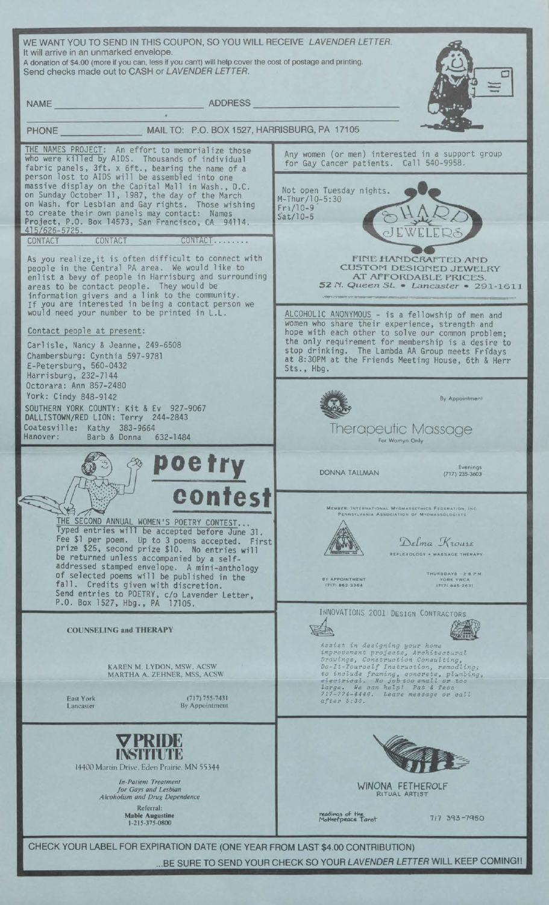WE WANT YOU TO SEND IN THIS COUPON, SO YOU WILL RECEIVE *LAVENDER LETTER*.
It will arrive in an unmarked envelope.
A donation of $4.00 (more if you can, less if you can't) will help cover the cost of postage and printing.
Send checks made out to CASH or *LAVENDER LETTER*.

NAME ______________________ ADDRESS ______________________

PHONE ______________ MAIL TO: P.O. BOX 1527, HARRISBURG, PA 17105

THE NAMES PROJECT: An effort to memorialize those who were killed by AIDS. Thousands of individual fabric panels, 3ft. x 6ft., bearing the name of a person lost to AIDS will be assembled into one massive display on the Capital Mall in Wash., D.C. on Sunday October 11, 1987, the day of the March on Wash. for Lesbian and Gay rights. Those wishing to create their own panels may contact: Names Project, P.O. Box 14573, San Francisco, CA 94114. 415/626-5725.

CONTACT CONTACT CONTACT........

As you realize, it is often difficult to connect with people in the Central PA area. We would like to enlist a bevy of people in Harrisburg and surrounding areas to be contact people. They would be information givers and a link to the community. If you are interested in being a contact person we would need your number to be printed in L.L.

Contact people at present:

Carlisle, Nancy & Jeanne, 249-6508
Chambersburg: Cynthia 597-9781
E-Petersburg, 560-0432
Harrisburg, 232-7144
Octorara: Ann 857-2480
York: Cindy 848-9142
SOUTHERN YORK COUNTY: Kit & Ev 927-9067
DALLISTOWN/RED LION: Terry 244-2843
Coatesville: Kathy 383-9664
Hanover: Barb & Donna 632-1484

# poetry contest

THE SECOND ANNUAL WOMEN'S POETRY CONTEST... Typed entries will be accepted before June 31. Fee $1 per poem. Up to 3 poems accepted. First prize $25, second prize $10. No entries will be returned unless accompanied by a self-addressed stamped envelope. A mini-anthology of selected poems will be published in the fall. Credits given with discretion. Send entries to POETRY, c/o Lavender Letter, P.O. Box 1527, Hbg., PA 17105.

**COUNSELING and THERAPY**

KAREN M. LYDON, MSW, ACSW
MARTHA A. ZEHNER, MSS, ACSW

East York
Lancaster

(717) 755-7431
By Appointment

**PRIDE INSTITUTE**

14400 Martin Drive, Eden Prairie, MN 55344

*In-Patient Treatment for Gays and Lesbian Alcoholism and Drug Dependence*

Referral:
**Mable Augustine**
1-215-375-0800

Any women (or men) interested in a support group for Gay Cancer patients. Call 540-9958.

Not open Tuesday nights.
M-Thur/10-5:30
Fri/10-9
Sat/10-5

SHARP JEWELERS

FINE HANDCRAFTED AND CUSTOM DESIGNED JEWELRY AT AFFORDABLE PRICES.
*52 N. Queen St. • Lancaster • 291-1611*

ALCOHOLIC ANONYMOUS - is a fellowship of men and women who share their experience, strength and hope with each other to solve our common problem; the only requirement for membership is a desire to stop drinking. The Lambda AA Group meets Fridays at 8:30PM at the Friends Meeting House, 6th & Herr Sts., Hbg.

By Appointment

Therapeutic Massage
For Womyn Only

DONNA TALLMAN

Evenings
(717) 235-3603

MEMBER: INTERNATIONAL MYOMASSETHICS FEDERATION, INC.
PENNSYLVANIA ASSOCIATION OF MYOMASSOLOGISTS

*Delma Krouse*
REFLEXOLOGY • MASSAGE THERAPY

BY APPOINTMENT
(717) 862-3364

THURSDAYS - 2-8 P.M.
YORK YWCA
(717) 845-2631

INNOVATIONS 2001 DESIGN CONTRACTORS

*Assist in designing your home improvement projects, Architectural Drawings, Construction Consulting, Do-It-Yourself Instruction, remodling; to include framing, concrete, plumbing, electrical. No job too small or too large. We can help! Pat & Tess 717-774-4448. Leave message or call after 5:30.*

WINONA FETHEROLF
RITUAL ARTIST

readings of the Motherpeace Tarot

717 393-7950

CHECK YOUR LABEL FOR EXPIRATION DATE (ONE YEAR FROM LAST $4.00 CONTRIBUTION)

...BE SURE TO SEND YOUR CHECK SO YOUR *LAVENDER LETTER* WILL KEEP COMING!!